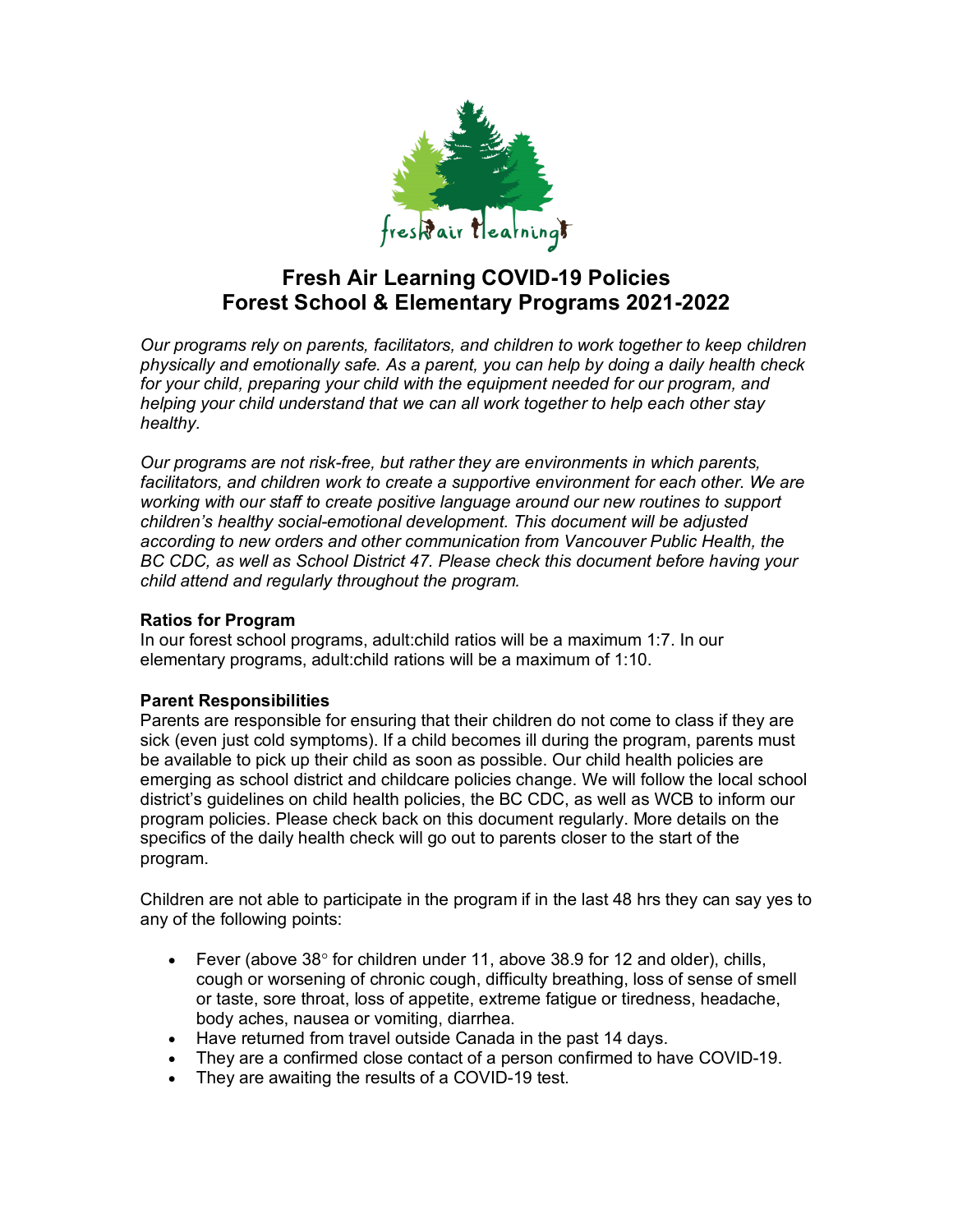# Fresh Air Learning COVID-19 Policies
# Forest School & Elementary Programs 2021-2022

*Our programs rely on parents, facilitators, and children to work together to keep children physically and emotionally safe. As a parent, you can help by doing a daily health check for your child, preparing your child with the equipment needed for our program, and helping your child understand that we can all work together to help each other stay healthy.*

*Our programs are not risk-free, but rather they are environments in which parents, facilitators, and children work to create a supportive environment for each other. We are working with our staff to create positive language around our new routines to support children's healthy social-emotional development. This document will be adjusted according to new orders and other communication from Vancouver Public Health, the BC CDC, as well as School District 47. Please check this document before having your child attend and regularly throughout the program.*

**Ratios for Program**

In our forest school programs, adult:child ratios will be a maximum 1:7. In our elementary programs, adult:child rations will be a maximum of 1:10.

**Parent Responsibilities**

Parents are responsible for ensuring that their children do not come to class if they are sick (even just cold symptoms). If a child becomes ill during the program, parents must be available to pick up their child as soon as possible. Our child health policies are emerging as school district and childcare policies change. We will follow the local school district's guidelines on child health policies, the BC CDC, as well as WCB to inform our program policies. Please check back on this document regularly. More details on the specifics of the daily health check will go out to parents closer to the start of the program.

Children are not able to participate in the program if in the last 48 hrs they can say yes to any of the following points:

- Fever (above 38° for children under 11, above 38.9 for 12 and older), chills, cough or worsening of chronic cough, difficulty breathing, loss of sense of smell or taste, sore throat, loss of appetite, extreme fatigue or tiredness, headache, body aches, nausea or vomiting, diarrhea.
- Have returned from travel outside Canada in the past 14 days.
- They are a confirmed close contact of a person confirmed to have COVID-19.
- They are awaiting the results of a COVID-19 test.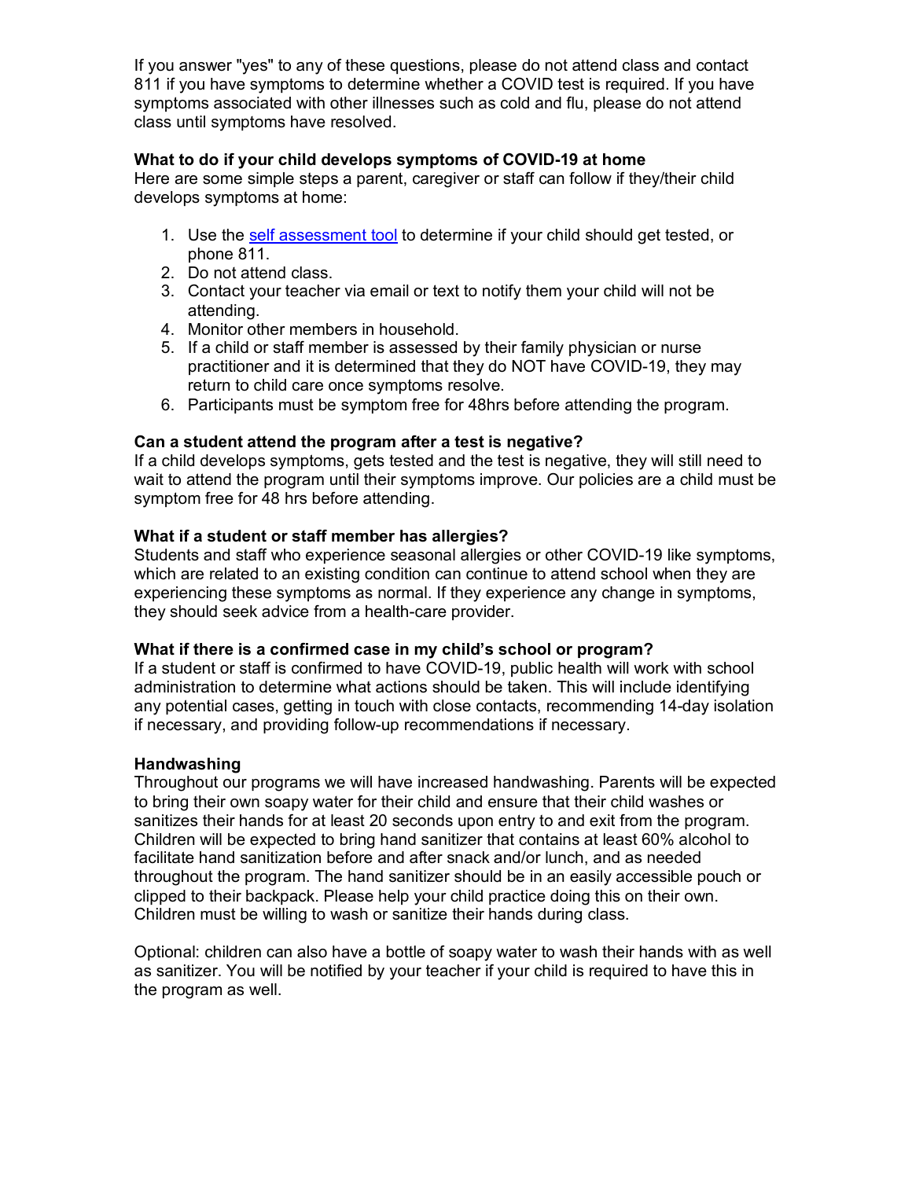If you answer "yes" to any of these questions, please do not attend class and contact 811 if you have symptoms to determine whether a COVID test is required. If you have symptoms associated with other illnesses such as cold and flu, please do not attend class until symptoms have resolved.

**What to do if your child develops symptoms of COVID-19 at home**

Here are some simple steps a parent, caregiver or staff can follow if they/their child develops symptoms at home:

1. Use the self assessment tool to determine if your child should get tested, or phone 811.
2. Do not attend class.
3. Contact your teacher via email or text to notify them your child will not be attending.
4. Monitor other members in household.
5. If a child or staff member is assessed by their family physician or nurse practitioner and it is determined that they do NOT have COVID-19, they may return to child care once symptoms resolve.
6. Participants must be symptom free for 48hrs before attending the program.

**Can a student attend the program after a test is negative?**

If a child develops symptoms, gets tested and the test is negative, they will still need to wait to attend the program until their symptoms improve. Our policies are a child must be symptom free for 48 hrs before attending.

**What if a student or staff member has allergies?**

Students and staff who experience seasonal allergies or other COVID-19 like symptoms, which are related to an existing condition can continue to attend school when they are experiencing these symptoms as normal. If they experience any change in symptoms, they should seek advice from a health-care provider.

**What if there is a confirmed case in my child's school or program?**

If a student or staff is confirmed to have COVID-19, public health will work with school administration to determine what actions should be taken. This will include identifying any potential cases, getting in touch with close contacts, recommending 14-day isolation if necessary, and providing follow-up recommendations if necessary.

**Handwashing**

Throughout our programs we will have increased handwashing. Parents will be expected to bring their own soapy water for their child and ensure that their child washes or sanitizes their hands for at least 20 seconds upon entry to and exit from the program. Children will be expected to bring hand sanitizer that contains at least 60% alcohol to facilitate hand sanitization before and after snack and/or lunch, and as needed throughout the program. The hand sanitizer should be in an easily accessible pouch or clipped to their backpack. Please help your child practice doing this on their own. Children must be willing to wash or sanitize their hands during class.

Optional: children can also have a bottle of soapy water to wash their hands with as well as sanitizer. You will be notified by your teacher if your child is required to have this in the program as well.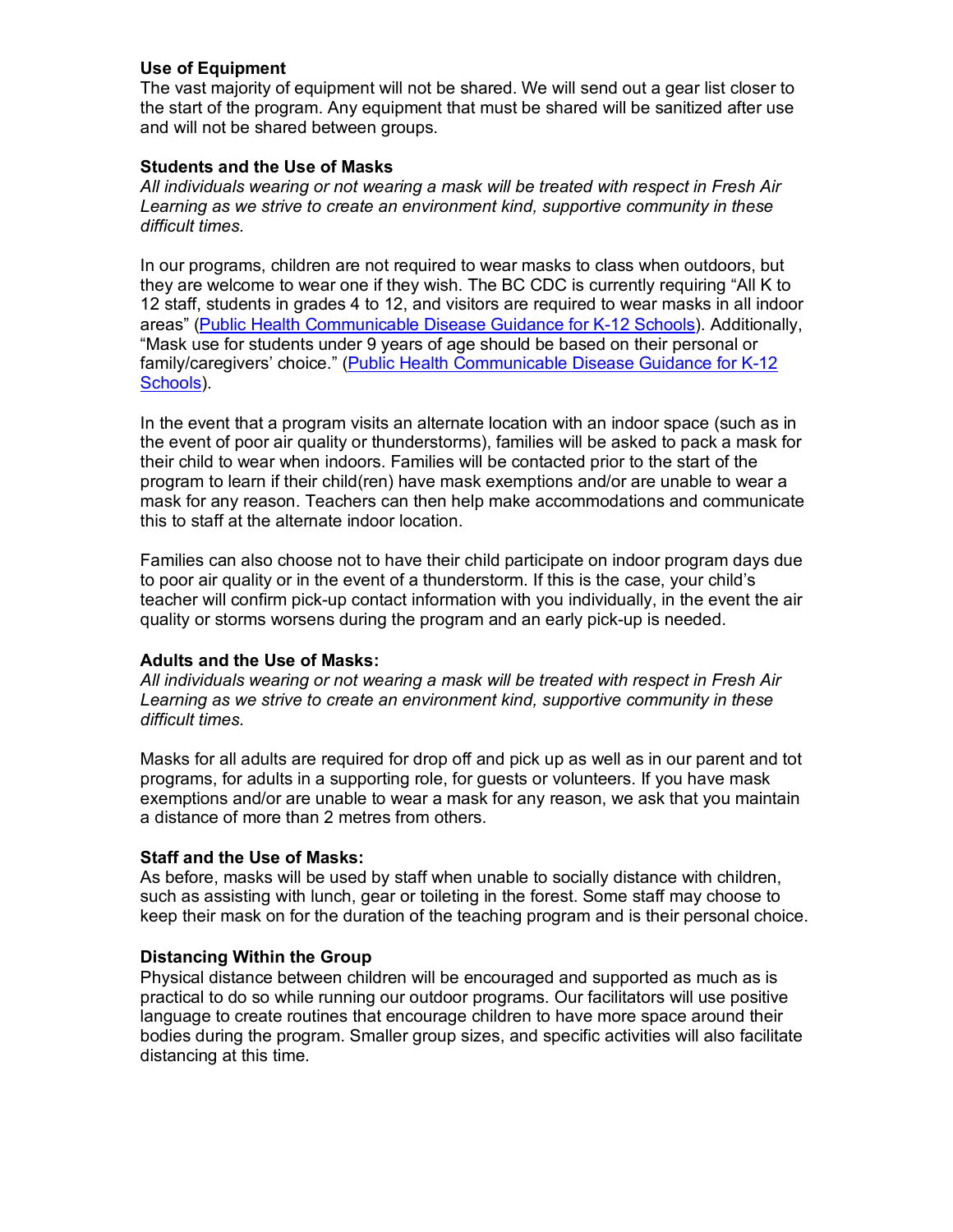### Use of Equipment

The vast majority of equipment will not be shared. We will send out a gear list closer to the start of the program. Any equipment that must be shared will be sanitized after use and will not be shared between groups.

### Students and the Use of Masks

*All individuals wearing or not wearing a mask will be treated with respect in Fresh Air Learning as we strive to create an environment kind, supportive community in these difficult times.*

In our programs, children are not required to wear masks to class when outdoors, but they are welcome to wear one if they wish. The BC CDC is currently requiring "All K to 12 staff, students in grades 4 to 12, and visitors are required to wear masks in all indoor areas" (Public Health Communicable Disease Guidance for K-12 Schools). Additionally, "Mask use for students under 9 years of age should be based on their personal or family/caregivers' choice." (Public Health Communicable Disease Guidance for K-12 Schools).

In the event that a program visits an alternate location with an indoor space (such as in the event of poor air quality or thunderstorms), families will be asked to pack a mask for their child to wear when indoors. Families will be contacted prior to the start of the program to learn if their child(ren) have mask exemptions and/or are unable to wear a mask for any reason. Teachers can then help make accommodations and communicate this to staff at the alternate indoor location.

Families can also choose not to have their child participate on indoor program days due to poor air quality or in the event of a thunderstorm. If this is the case, your child's teacher will confirm pick-up contact information with you individually, in the event the air quality or storms worsens during the program and an early pick-up is needed.

### Adults and the Use of Masks:

*All individuals wearing or not wearing a mask will be treated with respect in Fresh Air Learning as we strive to create an environment kind, supportive community in these difficult times.*

Masks for all adults are required for drop off and pick up as well as in our parent and tot programs, for adults in a supporting role, for guests or volunteers. If you have mask exemptions and/or are unable to wear a mask for any reason, we ask that you maintain a distance of more than 2 metres from others.

### Staff and the Use of Masks:

As before, masks will be used by staff when unable to socially distance with children, such as assisting with lunch, gear or toileting in the forest. Some staff may choose to keep their mask on for the duration of the teaching program and is their personal choice.

### Distancing Within the Group

Physical distance between children will be encouraged and supported as much as is practical to do so while running our outdoor programs. Our facilitators will use positive language to create routines that encourage children to have more space around their bodies during the program. Smaller group sizes, and specific activities will also facilitate distancing at this time.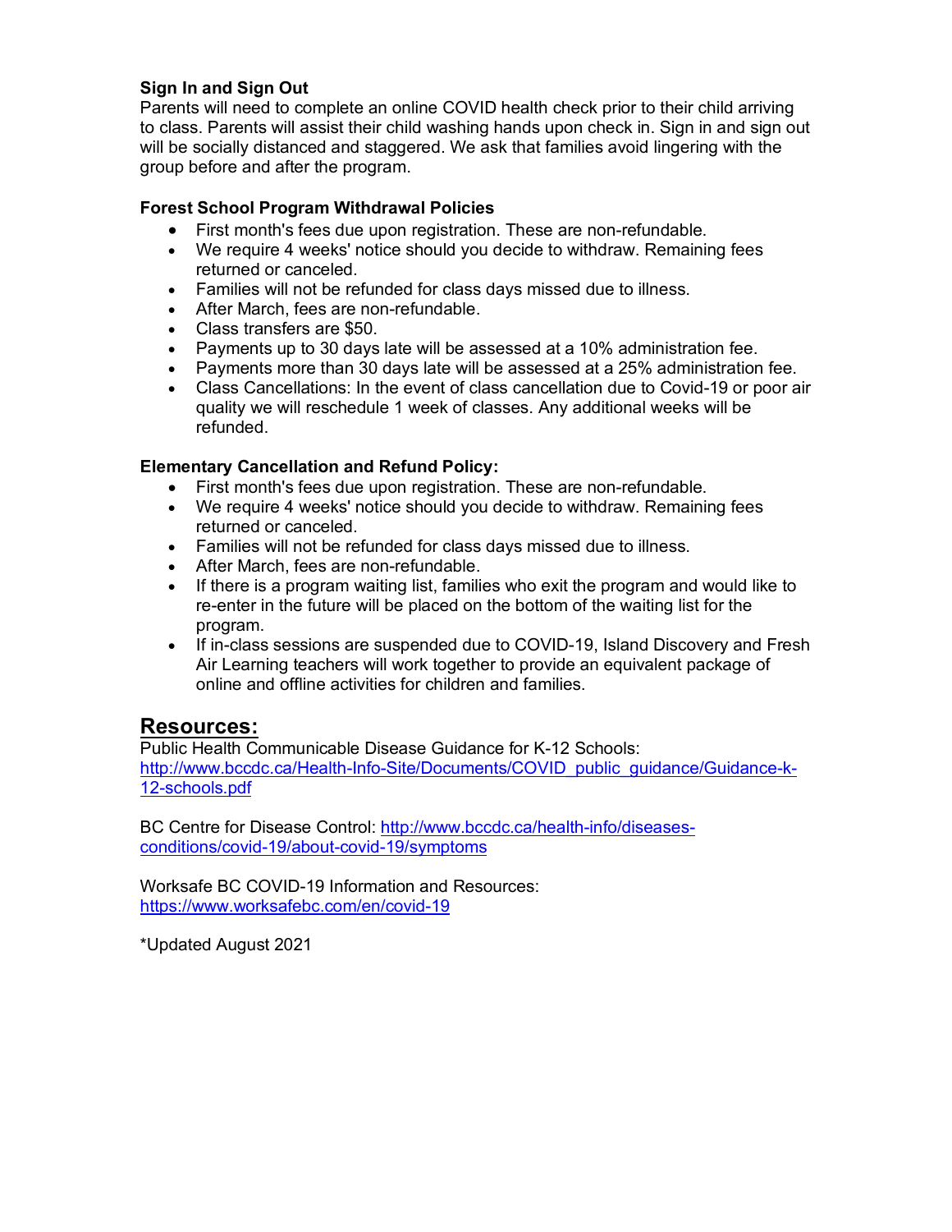**Sign In and Sign Out**
Parents will need to complete an online COVID health check prior to their child arriving to class. Parents will assist their child washing hands upon check in. Sign in and sign out will be socially distanced and staggered. We ask that families avoid lingering with the group before and after the program.

**Forest School Program Withdrawal Policies**

- First month's fees due upon registration. These are non-refundable.
- We require 4 weeks' notice should you decide to withdraw. Remaining fees returned or canceled.
- Families will not be refunded for class days missed due to illness.
- After March, fees are non-refundable.
- Class transfers are $50.
- Payments up to 30 days late will be assessed at a 10% administration fee.
- Payments more than 30 days late will be assessed at a 25% administration fee.
- Class Cancellations: In the event of class cancellation due to Covid-19 or poor air quality we will reschedule 1 week of classes. Any additional weeks will be refunded.

**Elementary Cancellation and Refund Policy:**

- First month's fees due upon registration. These are non-refundable.
- We require 4 weeks' notice should you decide to withdraw. Remaining fees returned or canceled.
- Families will not be refunded for class days missed due to illness.
- After March, fees are non-refundable.
- If there is a program waiting list, families who exit the program and would like to re-enter in the future will be placed on the bottom of the waiting list for the program.
- If in-class sessions are suspended due to COVID-19, Island Discovery and Fresh Air Learning teachers will work together to provide an equivalent package of online and offline activities for children and families.

## Resources:

Public Health Communicable Disease Guidance for K-12 Schools:
http://www.bccdc.ca/Health-Info-Site/Documents/COVID_public_guidance/Guidance-k-12-schools.pdf

BC Centre for Disease Control: http://www.bccdc.ca/health-info/diseases-conditions/covid-19/about-covid-19/symptoms

Worksafe BC COVID-19 Information and Resources:
https://www.worksafebc.com/en/covid-19

*Updated August 2021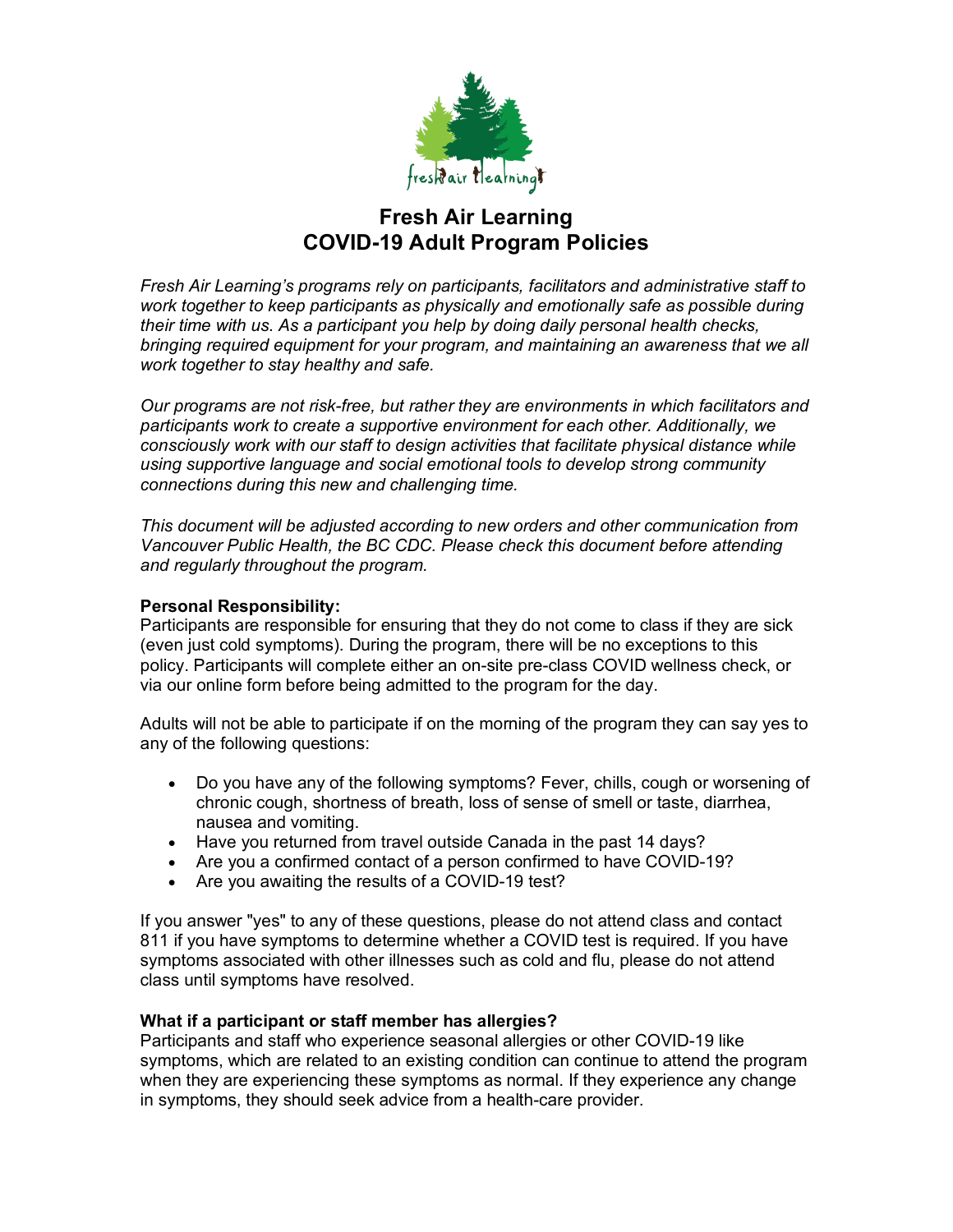# Fresh Air Learning
# COVID-19 Adult Program Policies

*Fresh Air Learning's programs rely on participants, facilitators and administrative staff to work together to keep participants as physically and emotionally safe as possible during their time with us. As a participant you help by doing daily personal health checks, bringing required equipment for your program, and maintaining an awareness that we all work together to stay healthy and safe.*

*Our programs are not risk-free, but rather they are environments in which facilitators and participants work to create a supportive environment for each other. Additionally, we consciously work with our staff to design activities that facilitate physical distance while using supportive language and social emotional tools to develop strong community connections during this new and challenging time.*

*This document will be adjusted according to new orders and other communication from Vancouver Public Health, the BC CDC. Please check this document before attending and regularly throughout the program.*

**Personal Responsibility:**
Participants are responsible for ensuring that they do not come to class if they are sick (even just cold symptoms). During the program, there will be no exceptions to this policy. Participants will complete either an on-site pre-class COVID wellness check, or via our online form before being admitted to the program for the day.

Adults will not be able to participate if on the morning of the program they can say yes to any of the following questions:

- Do you have any of the following symptoms? Fever, chills, cough or worsening of chronic cough, shortness of breath, loss of sense of smell or taste, diarrhea, nausea and vomiting.
- Have you returned from travel outside Canada in the past 14 days?
- Are you a confirmed contact of a person confirmed to have COVID-19?
- Are you awaiting the results of a COVID-19 test?

If you answer "yes" to any of these questions, please do not attend class and contact 811 if you have symptoms to determine whether a COVID test is required. If you have symptoms associated with other illnesses such as cold and flu, please do not attend class until symptoms have resolved.

**What if a participant or staff member has allergies?**
Participants and staff who experience seasonal allergies or other COVID-19 like symptoms, which are related to an existing condition can continue to attend the program when they are experiencing these symptoms as normal. If they experience any change in symptoms, they should seek advice from a health-care provider.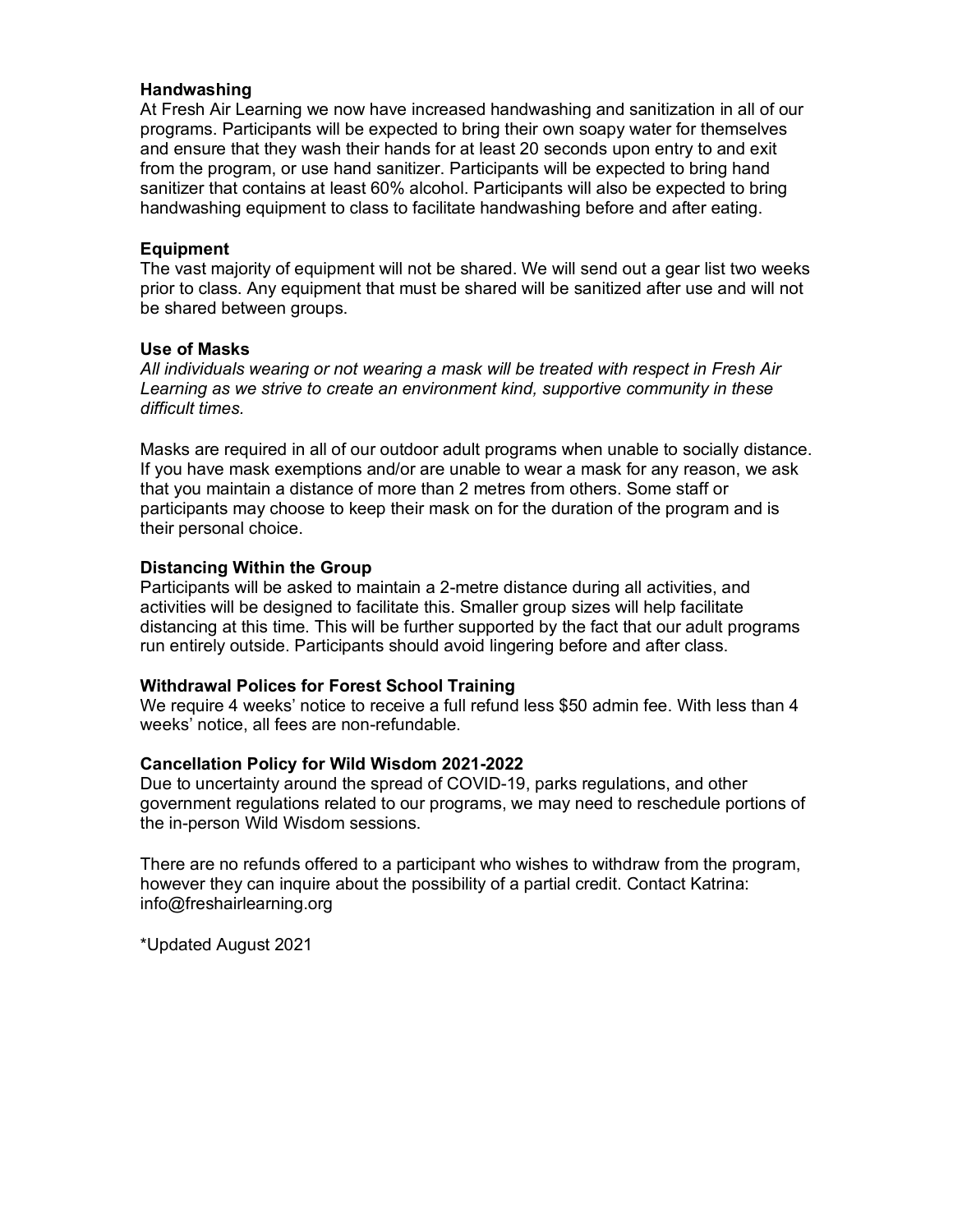**Handwashing**

At Fresh Air Learning we now have increased handwashing and sanitization in all of our programs. Participants will be expected to bring their own soapy water for themselves and ensure that they wash their hands for at least 20 seconds upon entry to and exit from the program, or use hand sanitizer. Participants will be expected to bring hand sanitizer that contains at least 60% alcohol. Participants will also be expected to bring handwashing equipment to class to facilitate handwashing before and after eating.

**Equipment**

The vast majority of equipment will not be shared. We will send out a gear list two weeks prior to class. Any equipment that must be shared will be sanitized after use and will not be shared between groups.

**Use of Masks**

*All individuals wearing or not wearing a mask will be treated with respect in Fresh Air Learning as we strive to create an environment kind, supportive community in these difficult times.*

Masks are required in all of our outdoor adult programs when unable to socially distance. If you have mask exemptions and/or are unable to wear a mask for any reason, we ask that you maintain a distance of more than 2 metres from others. Some staff or participants may choose to keep their mask on for the duration of the program and is their personal choice.

**Distancing Within the Group**

Participants will be asked to maintain a 2-metre distance during all activities, and activities will be designed to facilitate this. Smaller group sizes will help facilitate distancing at this time. This will be further supported by the fact that our adult programs run entirely outside. Participants should avoid lingering before and after class.

**Withdrawal Polices for Forest School Training**

We require 4 weeks' notice to receive a full refund less $50 admin fee. With less than 4 weeks' notice, all fees are non-refundable.

**Cancellation Policy for Wild Wisdom 2021-2022**

Due to uncertainty around the spread of COVID-19, parks regulations, and other government regulations related to our programs, we may need to reschedule portions of the in-person Wild Wisdom sessions.

There are no refunds offered to a participant who wishes to withdraw from the program, however they can inquire about the possibility of a partial credit. Contact Katrina: info@freshairlearning.org

*Updated August 2021